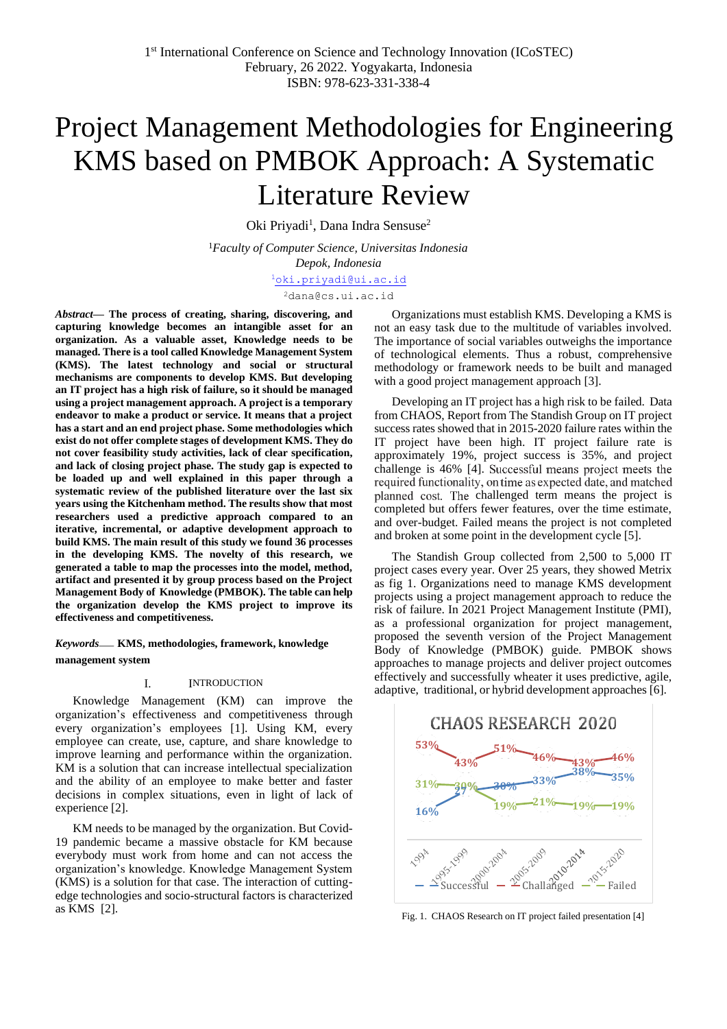1st International Conference on Science and Technology Innovation (ICoSTEC)
February, 26 2022. Yogyakarta, Indonesia
ISBN: 978-623-331-338-4

# Project Management Methodologies for Engineering KMS based on PMBOK Approach: A Systematic Literature Review

Oki Priyadi[1], Dana Indra Sensuse[2]

[1]*Faculty of Computer Science, Universitas Indonesia*
*Depok, Indonesia*
[1]oki.priyadi@ui.ac.id
[2]dana@cs.ui.ac.id

***Abstract*— The process of creating, sharing, discovering, and capturing knowledge becomes an intangible asset for an organization. As a valuable asset, Knowledge needs to be managed. There is a tool called Knowledge Management System (KMS). The latest technology and social or structural mechanisms are components to develop KMS. But developing an IT project has a high risk of failure, so it should be managed using a project management approach. A project is a temporary endeavor to make a product or service. It means that a project has a start and an end project phase. Some methodologies which exist do not offer complete stages of development KMS. They do not cover feasibility study activities, lack of clear specification, and lack of closing project phase. The study gap is expected to be loaded up and well explained in this paper through a systematic review of the published literature over the last six years using the Kitchenham method. The results show that most researchers used a predictive approach compared to an iterative, incremental, or adaptive development approach to build KMS. The main result of this study we found 36 processes in the developing KMS. The novelty of this research, we generated a table to map the processes into the model, method, artifact and presented it by group process based on the Project Management Body of Knowledge (PMBOK). The table can help the organization develop the KMS project to improve its effectiveness and competitiveness.**

***Keywords*— KMS, methodologies, framework, knowledge management system**

## I. Introduction

Knowledge Management (KM) can improve the organization's effectiveness and competitiveness through every organization's employees [1]. Using KM, every employee can create, use, capture, and share knowledge to improve learning and performance within the organization. KM is a solution that can increase intellectual specialization and the ability of an employee to make better and faster decisions in complex situations, even in light of lack of experience [2].

KM needs to be managed by the organization. But Covid-19 pandemic became a massive obstacle for KM because everybody must work from home and can not access the organization's knowledge. Knowledge Management System (KMS) is a solution for that case. The interaction of cutting-edge technologies and socio-structural factors is characterized as KMS [2].

Organizations must establish KMS. Developing a KMS is not an easy task due to the multitude of variables involved. The importance of social variables outweighs the importance of technological elements. Thus a robust, comprehensive methodology or framework needs to be built and managed with a good project management approach [3].

Developing an IT project has a high risk to be failed. Data from CHAOS, Report from The Standish Group on IT project success rates showed that in 2015-2020 failure rates within the IT project have been high. IT project failure rate is approximately 19%, project success is 35%, and project challenge is 46% [4]. Successful means project meets the required functionality, on time as expected date, and matched planned cost. The challenged term means the project is completed but offers fewer features, over the time estimate, and over-budget. Failed means the project is not completed and broken at some point in the development cycle [5].

The Standish Group collected from 2,500 to 5,000 IT project cases every year. Over 25 years, they showed Metrix as fig 1. Organizations need to manage KMS development projects using a project management approach to reduce the risk of failure. In 2021 Project Management Institute (PMI), as a professional organization for project management, proposed the seventh version of the Project Management Body of Knowledge (PMBOK) guide. PMBOK shows approaches to manage projects and deliver project outcomes effectively and successfully wheater it uses predictive, agile, adaptive, traditional, or hybrid development approaches [6].

Fig. 1. CHAOS Research on IT project failed presentation [4]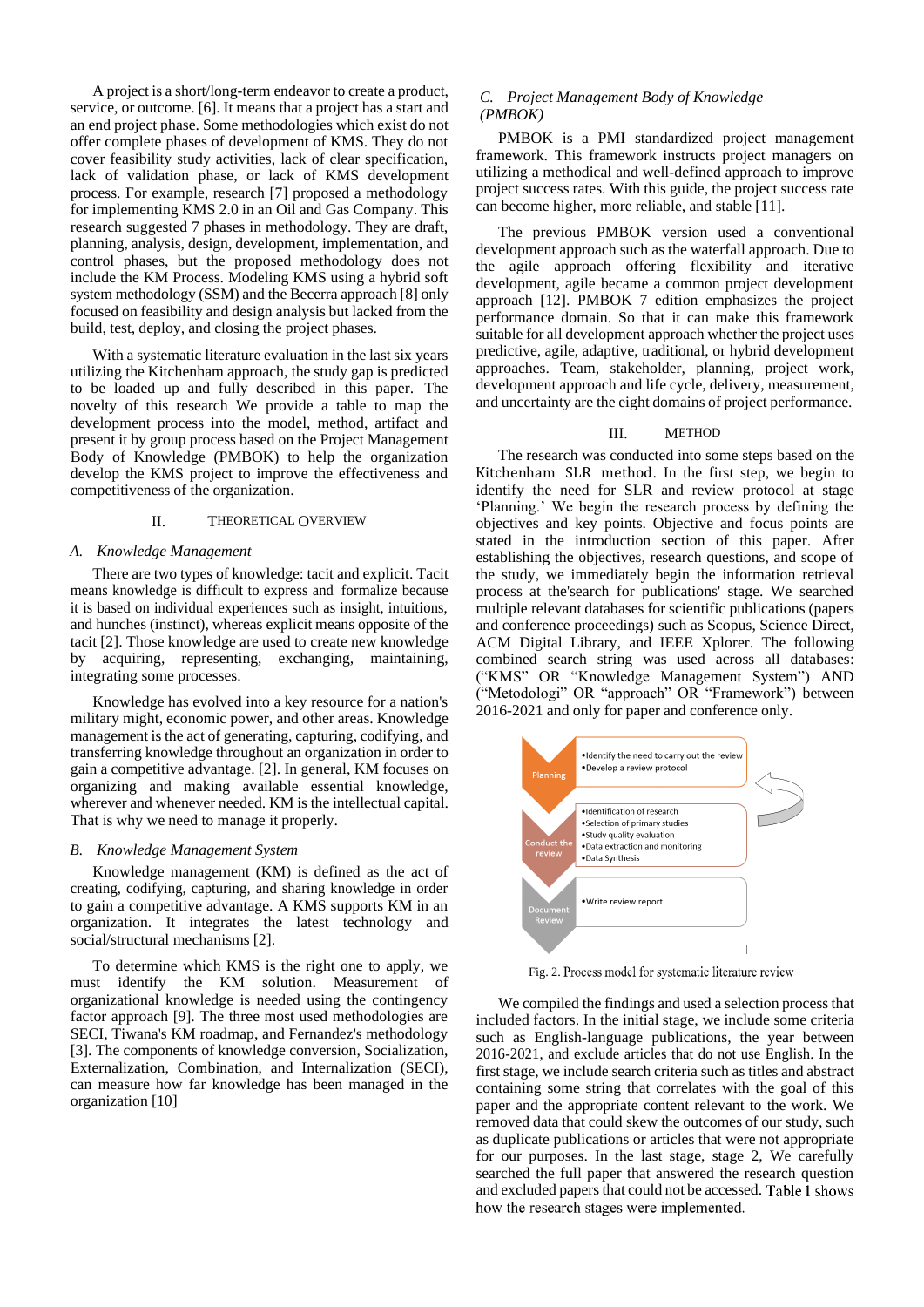A project is a short/long-term endeavor to create a product, service, or outcome. [6]. It means that a project has a start and an end project phase. Some methodologies which exist do not offer complete phases of development of KMS. They do not cover feasibility study activities, lack of clear specification, lack of validation phase, or lack of KMS development process. For example, research [7] proposed a methodology for implementing KMS 2.0 in an Oil and Gas Company. This research suggested 7 phases in methodology. They are draft, planning, analysis, design, development, implementation, and control phases, but the proposed methodology does not include the KM Process. Modeling KMS using a hybrid soft system methodology (SSM) and the Becerra approach [8] only focused on feasibility and design analysis but lacked from the build, test, deploy, and closing the project phases.

With a systematic literature evaluation in the last six years utilizing the Kitchenham approach, the study gap is predicted to be loaded up and fully described in this paper. The novelty of this research We provide a table to map the development process into the model, method, artifact and present it by group process based on the Project Management Body of Knowledge (PMBOK) to help the organization develop the KMS project to improve the effectiveness and competitiveness of the organization.

## II. Theoretical Overview

### A. *Knowledge Management*

There are two types of knowledge: tacit and explicit. Tacit means knowledge is difficult to express and formalize because it is based on individual experiences such as insight, intuitions, and hunches (instinct), whereas explicit means opposite of the tacit [2]. Those knowledge are used to create new knowledge by acquiring, representing, exchanging, maintaining, integrating some processes.

Knowledge has evolved into a key resource for a nation's military might, economic power, and other areas. Knowledge management is the act of generating, capturing, codifying, and transferring knowledge throughout an organization in order to gain a competitive advantage. [2]. In general, KM focuses on organizing and making available essential knowledge, wherever and whenever needed. KM is the intellectual capital. That is why we need to manage it properly.

### B. *Knowledge Management System*

Knowledge management (KM) is defined as the act of creating, codifying, capturing, and sharing knowledge in order to gain a competitive advantage. A KMS supports KM in an organization. It integrates the latest technology and social/structural mechanisms [2].

To determine which KMS is the right one to apply, we must identify the KM solution. Measurement of organizational knowledge is needed using the contingency factor approach [9]. The three most used methodologies are SECI, Tiwana's KM roadmap, and Fernandez's methodology [3]. The components of knowledge conversion, Socialization, Externalization, Combination, and Internalization (SECI), can measure how far knowledge has been managed in the organization [10]

### C. *Project Management Body of Knowledge (PMBOK)*

PMBOK is a PMI standardized project management framework. This framework instructs project managers on utilizing a methodical and well-defined approach to improve project success rates. With this guide, the project success rate can become higher, more reliable, and stable [11].

The previous PMBOK version used a conventional development approach such as the waterfall approach. Due to the agile approach offering flexibility and iterative development, agile became a common project development approach [12]. PMBOK 7 edition emphasizes the project performance domain. So that it can make this framework suitable for all development approach whether the project uses predictive, agile, adaptive, traditional, or hybrid development approaches. Team, stakeholder, planning, project work, development approach and life cycle, delivery, measurement, and uncertainty are the eight domains of project performance.

## III. Method

The research was conducted into some steps based on the Kitchenham SLR method. In the first step, we begin to identify the need for SLR and review protocol at stage 'Planning.' We begin the research process by defining the objectives and key points. Objective and focus points are stated in the introduction section of this paper. After establishing the objectives, research questions, and scope of the study, we immediately begin the information retrieval process at the'search for publications' stage. We searched multiple relevant databases for scientific publications (papers and conference proceedings) such as Scopus, Science Direct, ACM Digital Library, and IEEE Xplorer. The following combined search string was used across all databases: ("KMS" OR "Knowledge Management System") AND ("Metodologi" OR "approach" OR "Framework") between 2016-2021 and only for paper and conference only.

| Phase | Activities |
|---|---|
| Planning | •Identify the need to carry out the review<br>•Develop a review protocol |
| Conduct the review | •Identification of research<br>•Selection of primary studies<br>•Study quality evaluation<br>•Data extraction and monitoring<br>•Data Synthesis |
| Document Review | •Write review report |

Fig. 2. Process model for systematic literature review

We compiled the findings and used a selection process that included factors. In the initial stage, we include some criteria such as English-language publications, the year between 2016-2021, and exclude articles that do not use English. In the first stage, we include search criteria such as titles and abstract containing some string that correlates with the goal of this paper and the appropriate content relevant to the work. We removed data that could skew the outcomes of our study, such as duplicate publications or articles that were not appropriate for our purposes. In the last stage, stage 2, We carefully searched the full paper that answered the research question and excluded papers that could not be accessed. Table I shows how the research stages were implemented.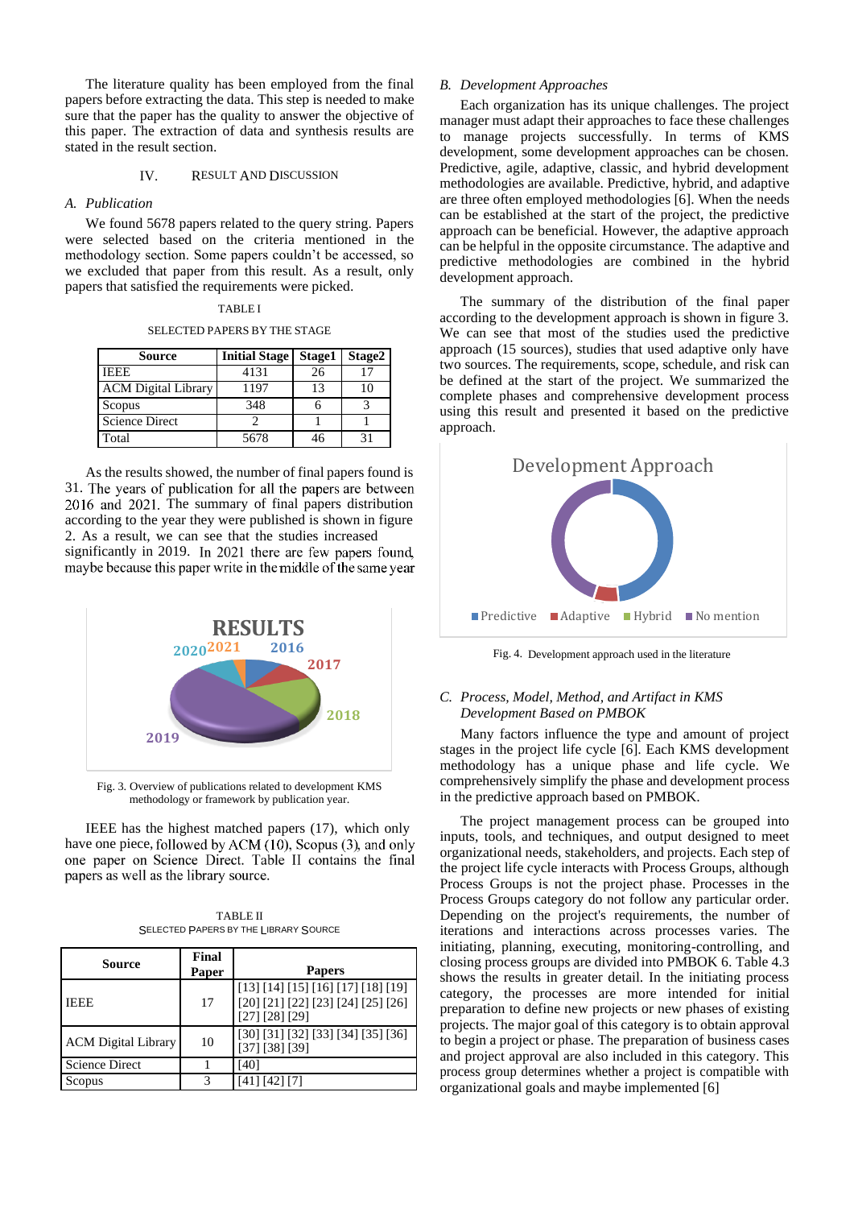The literature quality has been employed from the final papers before extracting the data. This step is needed to make sure that the paper has the quality to answer the objective of this paper. The extraction of data and synthesis results are stated in the result section.

## IV. RESULT AND DISCUSSION

### A. Publication

We found 5678 papers related to the query string. Papers were selected based on the criteria mentioned in the methodology section. Some papers couldn't be accessed, so we excluded that paper from this result. As a result, only papers that satisfied the requirements were picked.

TABLE I

SELECTED PAPERS BY THE STAGE

| Source | Initial Stage | Stage1 | Stage2 |
|---|---|---|---|
| IEEE | 4131 | 26 | 17 |
| ACM Digital Library | 1197 | 13 | 10 |
| Scopus | 348 | 6 | 3 |
| Science Direct | 2 | 1 | 1 |
| Total | 5678 | 46 | 31 |

As the results showed, the number of final papers found is 31. The years of publication for all the papers are between 2016 and 2021. The summary of final papers distribution according to the year they were published is shown in figure 2. As a result, we can see that the studies increased significantly in 2019. In 2021 there are few papers found, maybe because this paper write in the middle of the same year

Fig. 3. Overview of publications related to development KMS methodology or framework by publication year.

IEEE has the highest matched papers (17), which only have one piece, followed by ACM (10), Scopus (3), and only one paper on Science Direct. Table II contains the final papers as well as the library source.

TABLE II

SELECTED PAPERS BY THE LIBRARY SOURCE

| Source | Final Paper | Papers |
|---|---|---|
| IEEE | 17 | [13] [14] [15] [16] [17] [18] [19] [20] [21] [22] [23] [24] [25] [26] [27] [28] [29] |
| ACM Digital Library | 10 | [30] [31] [32] [33] [34] [35] [36] [37] [38] [39] |
| Science Direct | 1 | [40] |
| Scopus | 3 | [41] [42] [7] |

### B. Development Approaches

Each organization has its unique challenges. The project manager must adapt their approaches to face these challenges to manage projects successfully. In terms of KMS development, some development approaches can be chosen. Predictive, agile, adaptive, classic, and hybrid development methodologies are available. Predictive, hybrid, and adaptive are three often employed methodologies [6]. When the needs can be established at the start of the project, the predictive approach can be beneficial. However, the adaptive approach can be helpful in the opposite circumstance. The adaptive and predictive methodologies are combined in the hybrid development approach.

The summary of the distribution of the final paper according to the development approach is shown in figure 3. We can see that most of the studies used the predictive approach (15 sources), studies that used adaptive only have two sources. The requirements, scope, schedule, and risk can be defined at the start of the project. We summarized the complete phases and comprehensive development process using this result and presented it based on the predictive approach.

Fig. 4. Development approach used in the literature

### C. Process, Model, Method, and Artifact in KMS Development Based on PMBOK

Many factors influence the type and amount of project stages in the project life cycle [6]. Each KMS development methodology has a unique phase and life cycle. We comprehensively simplify the phase and development process in the predictive approach based on PMBOK.

The project management process can be grouped into inputs, tools, and techniques, and output designed to meet organizational needs, stakeholders, and projects. Each step of the project life cycle interacts with Process Groups, although Process Groups is not the project phase. Processes in the Process Groups category do not follow any particular order. Depending on the project's requirements, the number of iterations and interactions across processes varies. The initiating, planning, executing, monitoring-controlling, and closing process groups are divided into PMBOK 6. Table 4.3 shows the results in greater detail. In the initiating process category, the processes are more intended for initial preparation to define new projects or new phases of existing projects. The major goal of this category is to obtain approval to begin a project or phase. The preparation of business cases and project approval are also included in this category. This process group determines whether a project is compatible with organizational goals and maybe implemented [6]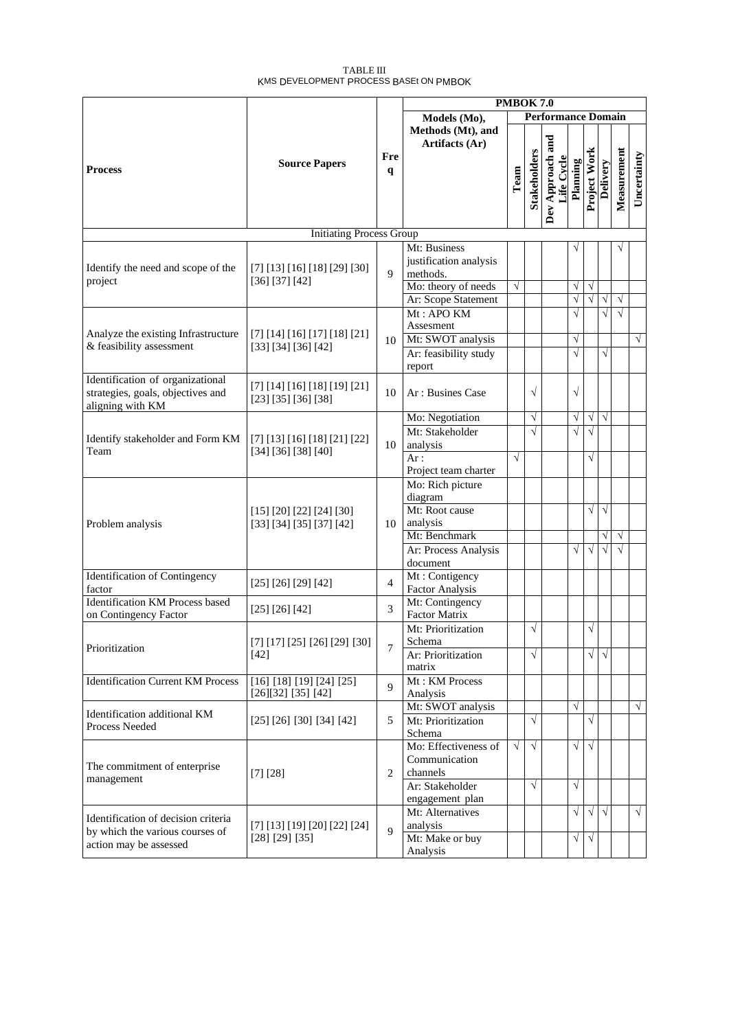TABLE III
KMS DEVELOPMENT PROCESS BASEt ON PMBOK

| Process | Source Papers | Freq | Models (Mo), Methods (Mt), and Artifacts (Ar) | PMBOK 7.0 Performance Domain | | | | | | | |
|---|---|---|---|---|---|---|---|---|---|---|---|
| | | | | Team | Stakeholders | Dev Approach and Life Cycle | Planning | Project Work | Delivery | Measurement | Uncertainty |
| Initiating Process Group | | | | | | | | | | | |
| Identify the need and scope of the project | [7] [13] [16] [18] [29] [30] [36] [37] [42] | 9 | Mt: Business justification analysis methods. | | | | √ | | | √ | |
| | | | Mo: theory of needs | √ | | | √ | √ | | | |
| | | | Ar: Scope Statement | | | | √ | √ | √ | √ | |
| Analyze the existing Infrastructure & feasibility assessment | [7] [14] [16] [17] [18] [21] [33] [34] [36] [42] | 10 | Mt : APO KM Assesment | | | | √ | | √ | √ | |
| | | | Mt: SWOT analysis | | | | √ | | | | √ |
| | | | Ar: feasibility study report | | | | √ | | √ | | |
| Identification of organizational strategies, goals, objectives and aligning with KM | [7] [14] [16] [18] [19] [21] [23] [35] [36] [38] | 10 | Ar : Busines Case | | √ | | √ | | | | |
| Identify stakeholder and Form KM Team | [7] [13] [16] [18] [21] [22] [34] [36] [38] [40] | 10 | Mo: Negotiation | | √ | | √ | √ | √ | | |
| | | | Mt: Stakeholder analysis | | √ | | √ | √ | | | |
| | | | Ar : Project team charter | √ | | | | √ | | | |
| Problem analysis | [15] [20] [22] [24] [30] [33] [34] [35] [37] [42] | 10 | Mo: Rich picture diagram | | | | | | | | |
| | | | Mt: Root cause analysis | | | | | √ | √ | | |
| | | | Mt: Benchmark | | | | | | √ | √ | |
| | | | Ar: Process Analysis document | | | | √ | √ | √ | √ | |
| Identification of Contingency factor | [25] [26] [29] [42] | 4 | Mt : Contigency Factor Analysis | | | | | | | | |
| Identification KM Process based on Contingency Factor | [25] [26] [42] | 3 | Mt: Contingency Factor Matrix | | | | | | | | |
| Prioritization | [7] [17] [25] [26] [29] [30] [42] | 7 | Mt: Prioritization Schema | | √ | | | √ | | | |
| | | | Ar: Prioritization matrix | | √ | | | √ | √ | | |
| Identification Current KM Process | [16] [18] [19] [24] [25] [26][32] [35] [42] | 9 | Mt : KM Process Analysis | | | | | | | | |
| Identification additional KM Process Needed | [25] [26] [30] [34] [42] | 5 | Mt: SWOT analysis | | | | √ | | | | √ |
| | | | Mt: Prioritization Schema | | √ | | | √ | | | |
| The commitment of enterprise management | [7] [28] | 2 | Mo: Effectiveness of Communication channels | √ | √ | | √ | √ | | | |
| | | | Ar: Stakeholder engagement plan | | √ | | √ | | | | |
| Identification of decision criteria by which the various courses of action may be assessed | [7] [13] [19] [20] [22] [24] [28] [29] [35] | 9 | Mt: Alternatives analysis | | | | √ | √ | √ | | √ |
| | | | Mt: Make or buy Analysis | | | | √ | √ | | | |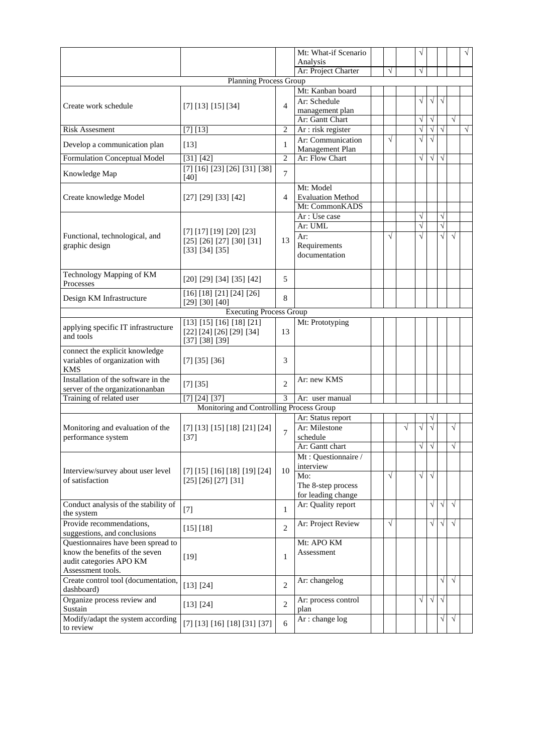| | | | | | | | | | | | |
|---|---|---|---|---|---|---|---|---|---|---|---|
| | | | Mt: What-if Scenario Analysis | | | | √ | | | | √ |
| | | | Ar: Project Charter | | √ | | √ | | | | |
| **Planning Process Group** | | | | | | | | | | | |
| Create work schedule | [7] [13] [15] [34] | 4 | Mt: Kanban board | | | | | | | | |
| | | | Ar: Schedule management plan | | | | √ | √ | √ | | |
| | | | Ar: Gantt Chart | | | | √ | √ | | √ | |
| Risk Assesment | [7] [13] | 2 | Ar : risk register | | | | √ | √ | √ | | √ |
| Develop a communication plan | [13] | 1 | Ar: Communication Management Plan | | √ | | √ | √ | | | |
| Formulation Conceptual Model | [31] [42] | 2 | Ar: Flow Chart | | | | √ | √ | √ | | |
| Knowledge Map | [7] [16] [23] [26] [31] [38] [40] | 7 | | | | | | | | | |
| Create knowledge Model | [27] [29] [33] [42] | 4 | Mt: Model Evaluation Method | | | | | | | | |
| | | | Mt: CommonKADS | | | | | | | | |
| Functional, technological, and graphic design | [7] [17] [19] [20] [23] [25] [26] [27] [30] [31] [33] [34] [35] | 13 | Ar : Use case | | | | √ | | √ | | |
| | | | Ar: UML | | | | √ | | √ | | |
| | | | Ar: Requirements documentation | | √ | | √ | | √ | √ | |
| Technology Mapping of KM Processes | [20] [29] [34] [35] [42] | 5 | | | | | | | | | |
| Design KM Infrastructure | [16] [18] [21] [24] [26] [29] [30] [40] | 8 | | | | | | | | | |
| **Executing Process Group** | | | | | | | | | | | |
| applying specific IT infrastructure and tools | [13] [15] [16] [18] [21] [22] [24] [26] [29] [34] [37] [38] [39] | 13 | Mt: Prototyping | | | | | | | | |
| connect the explicit knowledge variables of organization with KMS | [7] [35] [36] | 3 | | | | | | | | | |
| Installation of the software in the server of the organizationanban | [7] [35] | 2 | Ar: new KMS | | | | | | | | |
| Training of related user | [7] [24] [37] | 3 | Ar: user manual | | | | | | | | |
| **Monitoring and Controlling Process Group** | | | | | | | | | | | |
| Monitoring and evaluation of the performance system | [7] [13] [15] [18] [21] [24] [37] | 7 | Ar: Status report | | | | | √ | | | |
| | | | Ar: Milestone schedule | | | √ | √ | √ | | √ | |
| | | | Ar: Gantt chart | | | | √ | √ | | √ | |
| Interview/survey about user level of satisfaction | [7] [15] [16] [18] [19] [24] [25] [26] [27] [31] | 10 | Mt : Questionnaire / interview | | | | | | | | |
| | | | Mo: The 8-step process for leading change | | √ | | √ | √ | | | |
| Conduct analysis of the stability of the system | [7] | 1 | Ar: Quality report | | | | | √ | √ | √ | |
| Provide recommendations, suggestions, and conclusions | [15] [18] | 2 | Ar: Project Review | | √ | | | √ | √ | √ | |
| Questionnaires have been spread to know the benefits of the seven audit categories APO KM Assessment tools. | [19] | 1 | Mt: APO KM Assessment | | | | | | | | |
| Create control tool (documentation, dashboard) | [13] [24] | 2 | Ar: changelog | | | | | | √ | √ | |
| Organize process review and Sustain | [13] [24] | 2 | Ar: process control plan | | | | √ | √ | √ | | |
| Modify/adapt the system according to review | [7] [13] [16] [18] [31] [37] | 6 | Ar : change log | | | | | | √ | √ | |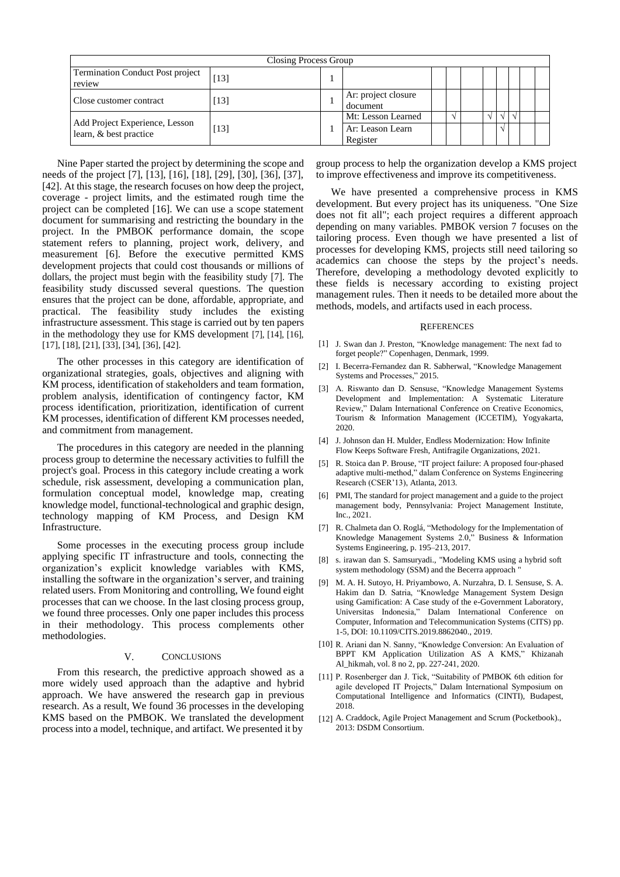| Closing Process Group | | | | | | | | | | | |
|---|---|---|---|---|---|---|---|---|---|---|---|
| Termination Conduct Post project review | [13] | 1 | | | | | | | | | |
| Close customer contract | [13] | 1 | Ar: project closure document | | | | | | | | |
| Add Project Experience, Lesson learn, & best practice | [13] | 1 | Mt: Lesson Learned | | √ | | √ | √ | √ | | |
| | | | Ar: Leason Learn Register | | | | | √ | | | |

Nine Paper started the project by determining the scope and needs of the project [7], [13], [16], [18], [29], [30], [36], [37], [42]. At this stage, the research focuses on how deep the project, coverage - project limits, and the estimated rough time the project can be completed [16]. We can use a scope statement document for summarising and restricting the boundary in the project. In the PMBOK performance domain, the scope statement refers to planning, project work, delivery, and measurement [6]. Before the executive permitted KMS development projects that could cost thousands or millions of dollars, the project must begin with the feasibility study [7]. The feasibility study discussed several questions. The question ensures that the project can be done, affordable, appropriate, and practical. The feasibility study includes the existing infrastructure assessment. This stage is carried out by ten papers in the methodology they use for KMS development [7], [14], [16], [17], [18], [21], [33], [34], [36], [42].

The other processes in this category are identification of organizational strategies, goals, objectives and aligning with KM process, identification of stakeholders and team formation, problem analysis, identification of contingency factor, KM process identification, prioritization, identification of current KM processes, identification of different KM processes needed, and commitment from management.

The procedures in this category are needed in the planning process group to determine the necessary activities to fulfill the project's goal. Process in this category include creating a work schedule, risk assessment, developing a communication plan, formulation conceptual model, knowledge map, creating knowledge model, functional-technological and graphic design, technology mapping of KM Process, and Design KM Infrastructure.

Some processes in the executing process group include applying specific IT infrastructure and tools, connecting the organization's explicit knowledge variables with KMS, installing the software in the organization's server, and training related users. From Monitoring and controlling, We found eight processes that can we choose. In the last closing process group, we found three processes. Only one paper includes this process in their methodology. This process complements other methodologies.

## V. Conclusions

From this research, the predictive approach showed as a more widely used approach than the adaptive and hybrid approach. We have answered the research gap in previous research. As a result, We found 36 processes in the developing KMS based on the PMBOK. We translated the development process into a model, technique, and artifact. We presented it by group process to help the organization develop a KMS project to improve effectiveness and improve its competitiveness.

We have presented a comprehensive process in KMS development. But every project has its uniqueness. "One Size does not fit all"; each project requires a different approach depending on many variables. PMBOK version 7 focuses on the tailoring process. Even though we have presented a list of processes for developing KMS, projects still need tailoring so academics can choose the steps by the project's needs. Therefore, developing a methodology devoted explicitly to these fields is necessary according to existing project management rules. Then it needs to be detailed more about the methods, models, and artifacts used in each process.

## References

[1] J. Swan dan J. Preston, "Knowledge management: The next fad to forget people?" Copenhagen, Denmark, 1999.

[2] I. Becerra-Fernandez dan R. Sabherwal, "Knowledge Management Systems and Processes," 2015.

[3] A. Riswanto dan D. Sensuse, "Knowledge Management Systems Development and Implementation: A Systematic Literature Review," Dalam International Conference on Creative Economics, Tourism & Information Management (ICCETIM), Yogyakarta, 2020.

[4] J. Johnson dan H. Mulder, Endless Modernization: How Infinite Flow Keeps Software Fresh, Antifragile Organizations, 2021.

[5] R. Stoica dan P. Brouse, "IT project failure: A proposed four-phased adaptive multi-method," dalam Conference on Systems Engineering Research (CSER'13), Atlanta, 2013.

[6] PMI, The standard for project management and a guide to the project management body, Pennsylvania: Project Management Institute, Inc., 2021.

[7] R. Chalmeta dan O. Roglá, "Methodology for the Implementation of Knowledge Management Systems 2.0," Business & Information Systems Engineering, p. 195–213, 2017.

[8] s. irawan dan S. Samsuryadi., "Modeling KMS using a hybrid soft system methodology (SSM) and the Becerra approach "

[9] M. A. H. Sutoyo, H. Priyambowo, A. Nurzahra, D. I. Sensuse, S. A. Hakim dan D. Satria, "Knowledge Management System Design using Gamification: A Case study of the e-Government Laboratory, Universitas Indonesia," Dalam International Conference on Computer, Information and Telecommunication Systems (CITS) pp. 1-5, DOI: 10.1109/CITS.2019.8862040., 2019.

[10] R. Ariani dan N. Sanny, "Knowledge Conversion: An Evaluation of BPPT KM Application Utilization AS A KMS," Khizanah Al_hikmah, vol. 8 no 2, pp. 227-241, 2020.

[11] P. Rosenberger dan J. Tick, "Suitability of PMBOK 6th edition for agile developed IT Projects," Dalam International Symposium on Computational Intelligence and Informatics (CINTI), Budapest, 2018.

[12] A. Craddock, Agile Project Management and Scrum (Pocketbook)., 2013: DSDM Consortium.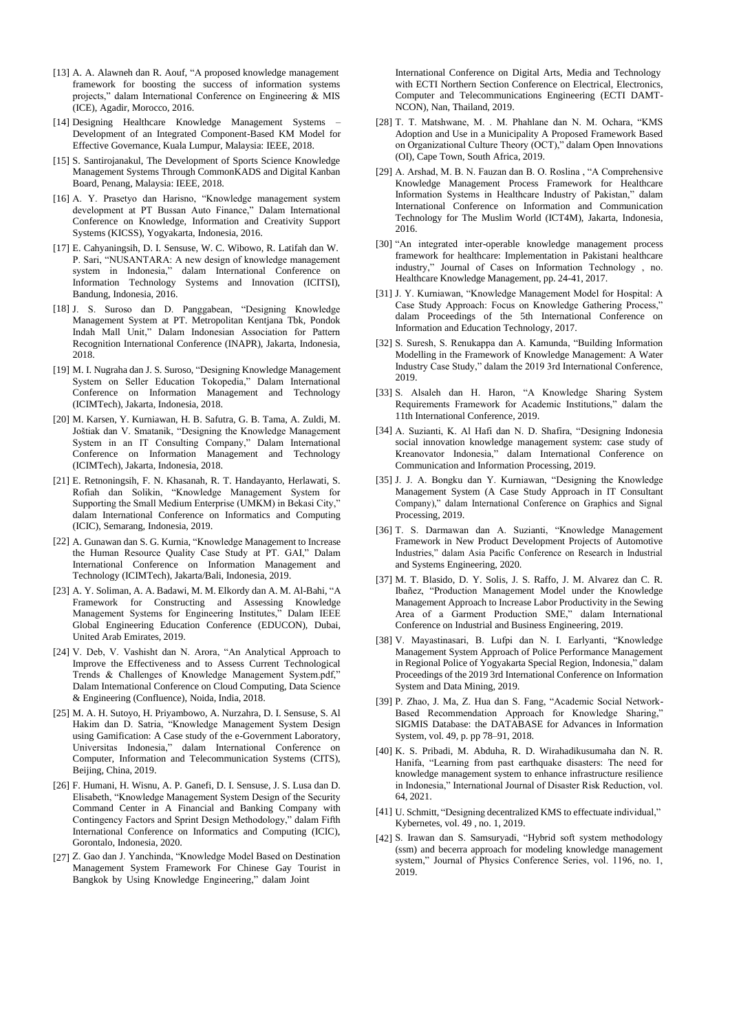[13] A. A. Alawneh dan R. Aouf, "A proposed knowledge management framework for boosting the success of information systems projects," dalam International Conference on Engineering & MIS (ICE), Agadir, Morocco, 2016.

[14] Designing Healthcare Knowledge Management Systems – Development of an Integrated Component-Based KM Model for Effective Governance, Kuala Lumpur, Malaysia: IEEE, 2018.

[15] S. Santirojanakul, The Development of Sports Science Knowledge Management Systems Through CommonKADS and Digital Kanban Board, Penang, Malaysia: IEEE, 2018.

[16] A. Y. Prasetyo dan Harisno, "Knowledge management system development at PT Bussan Auto Finance," Dalam International Conference on Knowledge, Information and Creativity Support Systems (KICSS), Yogyakarta, Indonesia, 2016.

[17] E. Cahyaningsih, D. I. Sensuse, W. C. Wibowo, R. Latifah dan W. P. Sari, "NUSANTARA: A new design of knowledge management system in Indonesia," dalam International Conference on Information Technology Systems and Innovation (ICITSI), Bandung, Indonesia, 2016.

[18] J. S. Suroso dan D. Panggabean, "Designing Knowledge Management System at PT. Metropolitan Kentjana Tbk, Pondok Indah Mall Unit," Dalam Indonesian Association for Pattern Recognition International Conference (INAPR), Jakarta, Indonesia, 2018.

[19] M. I. Nugraha dan J. S. Suroso, "Designing Knowledge Management System on Seller Education Tokopedia," Dalam International Conference on Information Management and Technology (ICIMTech), Jakarta, Indonesia, 2018.

[20] M. Karsen, Y. Kurniawan, H. B. Safutra, G. B. Tama, A. Zuldi, M. Joštiak dan V. Smatanik, "Designing the Knowledge Management System in an IT Consulting Company," Dalam International Conference on Information Management and Technology (ICIMTech), Jakarta, Indonesia, 2018.

[21] E. Retnoningsih, F. N. Khasanah, R. T. Handayanto, Herlawati, S. Rofiah dan Solikin, "Knowledge Management System for Supporting the Small Medium Enterprise (UMKM) in Bekasi City," dalam International Conference on Informatics and Computing (ICIC), Semarang, Indonesia, 2019.

[22] A. Gunawan dan S. G. Kurnia, "Knowledge Management to Increase the Human Resource Quality Case Study at PT. GAI," Dalam International Conference on Information Management and Technology (ICIMTech), Jakarta/Bali, Indonesia, 2019.

[23] A. Y. Soliman, A. A. Badawi, M. M. Elkordy dan A. M. Al-Bahi, "A Framework for Constructing and Assessing Knowledge Management Systems for Engineering Institutes," Dalam IEEE Global Engineering Education Conference (EDUCON), Dubai, United Arab Emirates, 2019.

[24] V. Deb, V. Vashisht dan N. Arora, "An Analytical Approach to Improve the Effectiveness and to Assess Current Technological Trends & Challenges of Knowledge Management System.pdf," Dalam International Conference on Cloud Computing, Data Science & Engineering (Confluence), Noida, India, 2018.

[25] M. A. H. Sutoyo, H. Priyambowo, A. Nurzahra, D. I. Sensuse, S. Al Hakim dan D. Satria, "Knowledge Management System Design using Gamification: A Case study of the e-Government Laboratory, Universitas Indonesia," dalam International Conference on Computer, Information and Telecommunication Systems (CITS), Beijing, China, 2019.

[26] F. Humani, H. Wisnu, A. P. Ganefi, D. I. Sensuse, J. S. Lusa dan D. Elisabeth, "Knowledge Management System Design of the Security Command Center in A Financial and Banking Company with Contingency Factors and Sprint Design Methodology," dalam Fifth International Conference on Informatics and Computing (ICIC), Gorontalo, Indonesia, 2020.

[27] Z. Gao dan J. Yanchinda, "Knowledge Model Based on Destination Management System Framework For Chinese Gay Tourist in Bangkok by Using Knowledge Engineering," dalam Joint International Conference on Digital Arts, Media and Technology with ECTI Northern Section Conference on Electrical, Electronics, Computer and Telecommunications Engineering (ECTI DAMT-NCON), Nan, Thailand, 2019.

[28] T. T. Matshwane, M. . M. Phahlane dan N. M. Ochara, "KMS Adoption and Use in a Municipality A Proposed Framework Based on Organizational Culture Theory (OCT)," dalam Open Innovations (OI), Cape Town, South Africa, 2019.

[29] A. Arshad, M. B. N. Fauzan dan B. O. Roslina , "A Comprehensive Knowledge Management Process Framework for Healthcare Information Systems in Healthcare Industry of Pakistan," dalam International Conference on Information and Communication Technology for The Muslim World (ICT4M), Jakarta, Indonesia, 2016.

[30] "An integrated inter-operable knowledge management process framework for healthcare: Implementation in Pakistani healthcare industry," Journal of Cases on Information Technology , no. Healthcare Knowledge Management, pp. 24-41, 2017.

[31] J. Y. Kurniawan, "Knowledge Management Model for Hospital: A Case Study Approach: Focus on Knowledge Gathering Process," dalam Proceedings of the 5th International Conference on Information and Education Technology, 2017.

[32] S. Suresh, S. Renukappa dan A. Kamunda, "Building Information Modelling in the Framework of Knowledge Management: A Water Industry Case Study," dalam the 2019 3rd International Conference, 2019.

[33] S. Alsaleh dan H. Haron, "A Knowledge Sharing System Requirements Framework for Academic Institutions," dalam the 11th International Conference, 2019.

[34] A. Suzianti, K. Al Hafi dan N. D. Shafira, "Designing Indonesia social innovation knowledge management system: case study of Kreanovator Indonesia," dalam International Conference on Communication and Information Processing, 2019.

[35] J. J. A. Bongku dan Y. Kurniawan, "Designing the Knowledge Management System (A Case Study Approach in IT Consultant Company)," dalam International Conference on Graphics and Signal Processing, 2019.

[36] T. S. Darmawan dan A. Suzianti, "Knowledge Management Framework in New Product Development Projects of Automotive Industries," dalam Asia Pacific Conference on Research in Industrial and Systems Engineering, 2020.

[37] M. T. Blasido, D. Y. Solis, J. S. Raffo, J. M. Alvarez dan C. R. Ibañez, "Production Management Model under the Knowledge Management Approach to Increase Labor Productivity in the Sewing Area of a Garment Production SME," dalam International Conference on Industrial and Business Engineering, 2019.

[38] V. Mayastinasari, B. Lufpi dan N. I. Earlyanti, "Knowledge Management System Approach of Police Performance Management in Regional Police of Yogyakarta Special Region, Indonesia," dalam Proceedings of the 2019 3rd International Conference on Information System and Data Mining, 2019.

[39] P. Zhao, J. Ma, Z. Hua dan S. Fang, "Academic Social Network-Based Recommendation Approach for Knowledge Sharing," SIGMIS Database: the DATABASE for Advances in Information System, vol. 49, p. pp 78–91, 2018.

[40] K. S. Pribadi, M. Abduha, R. D. Wirahadikusumaha dan N. R. Hanifa, "Learning from past earthquake disasters: The need for knowledge management system to enhance infrastructure resilience in Indonesia," International Journal of Disaster Risk Reduction, vol. 64, 2021.

[41] U. Schmitt, "Designing decentralized KMS to effectuate individual," Kybernetes, vol. 49 , no. 1, 2019.

[42] S. Irawan dan S. Samsuryadi, "Hybrid soft system methodology (ssm) and becerra approach for modeling knowledge management system," Journal of Physics Conference Series, vol. 1196, no. 1, 2019.